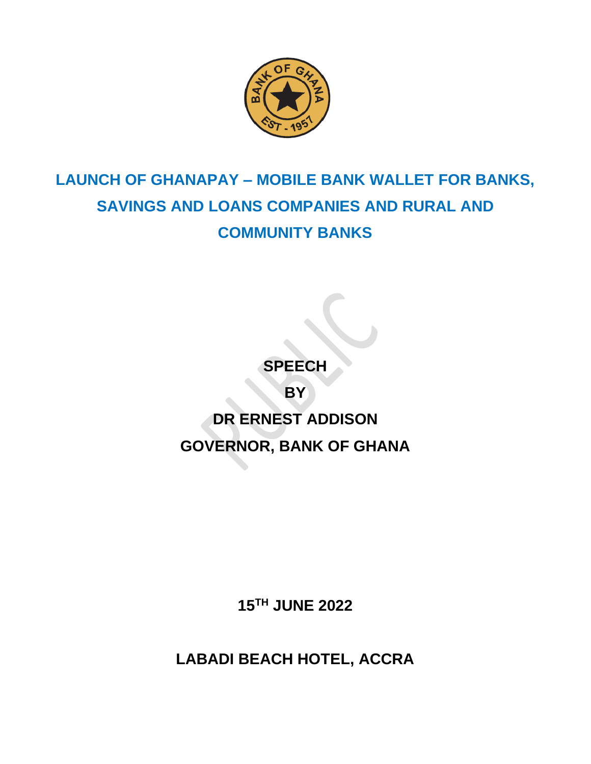# LAUNCH OF GHANAPAY – MOBILE BANK WALLET FOR BANKS, SAVINGS AND LOANS COMPANIES AND RURAL AND COMMUNITY BANKS

**SPEECH**

**BY**

**DR ERNEST ADDISON**

**GOVERNOR, BANK OF GHANA**

**15TH JUNE 2022**

**LABADI BEACH HOTEL, ACCRA**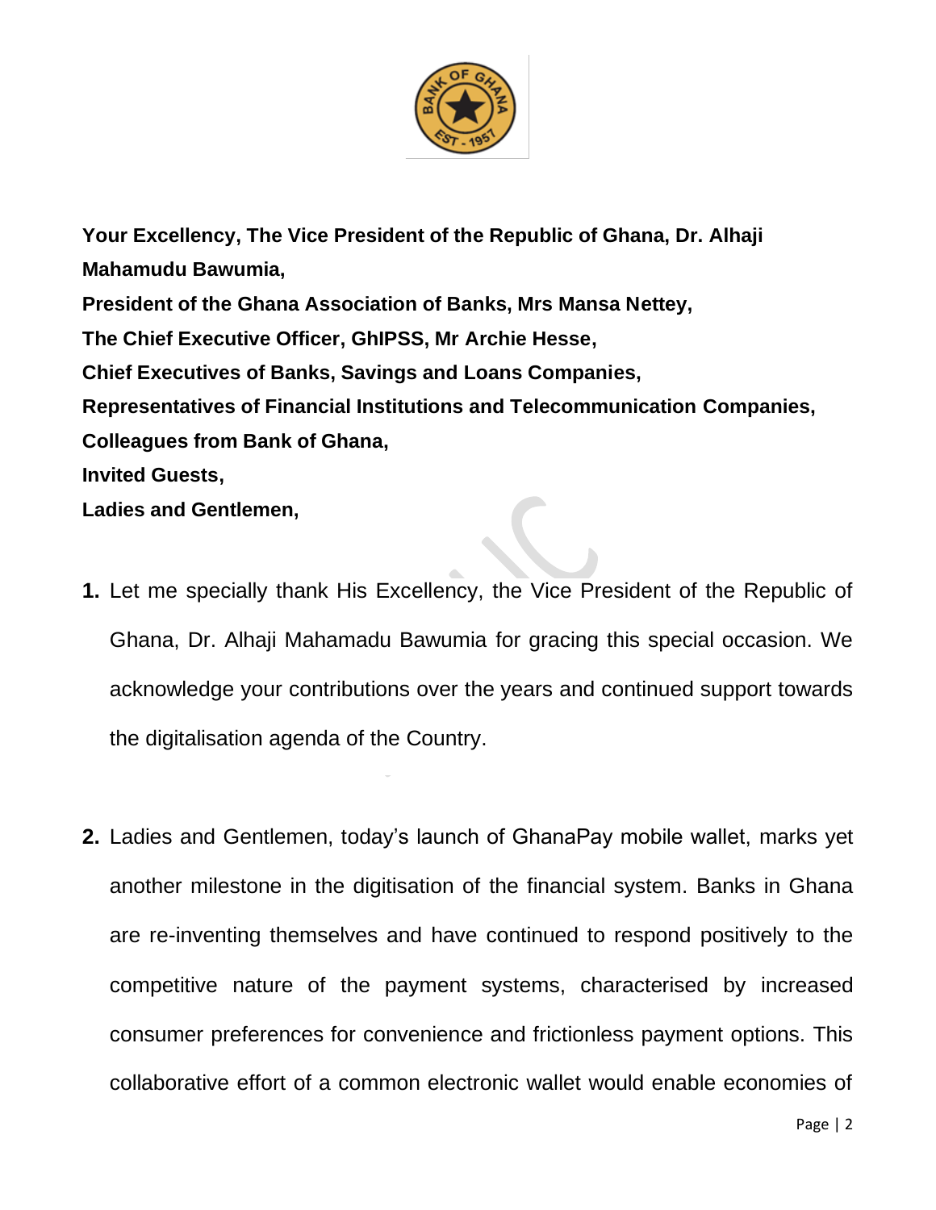**Your Excellency, The Vice President of the Republic of Ghana, Dr. Alhaji Mahamudu Bawumia,**
**President of the Ghana Association of Banks, Mrs Mansa Nettey,**
**The Chief Executive Officer, GhIPSS, Mr Archie Hesse,**
**Chief Executives of Banks, Savings and Loans Companies,**
**Representatives of Financial Institutions and Telecommunication Companies,**
**Colleagues from Bank of Ghana,**
**Invited Guests,**
**Ladies and Gentlemen,**

1. Let me specially thank His Excellency, the Vice President of the Republic of Ghana, Dr. Alhaji Mahamadu Bawumia for gracing this special occasion. We acknowledge your contributions over the years and continued support towards the digitalisation agenda of the Country.

2. Ladies and Gentlemen, today's launch of GhanaPay mobile wallet, marks yet another milestone in the digitisation of the financial system. Banks in Ghana are re-inventing themselves and have continued to respond positively to the competitive nature of the payment systems, characterised by increased consumer preferences for convenience and frictionless payment options. This collaborative effort of a common electronic wallet would enable economies of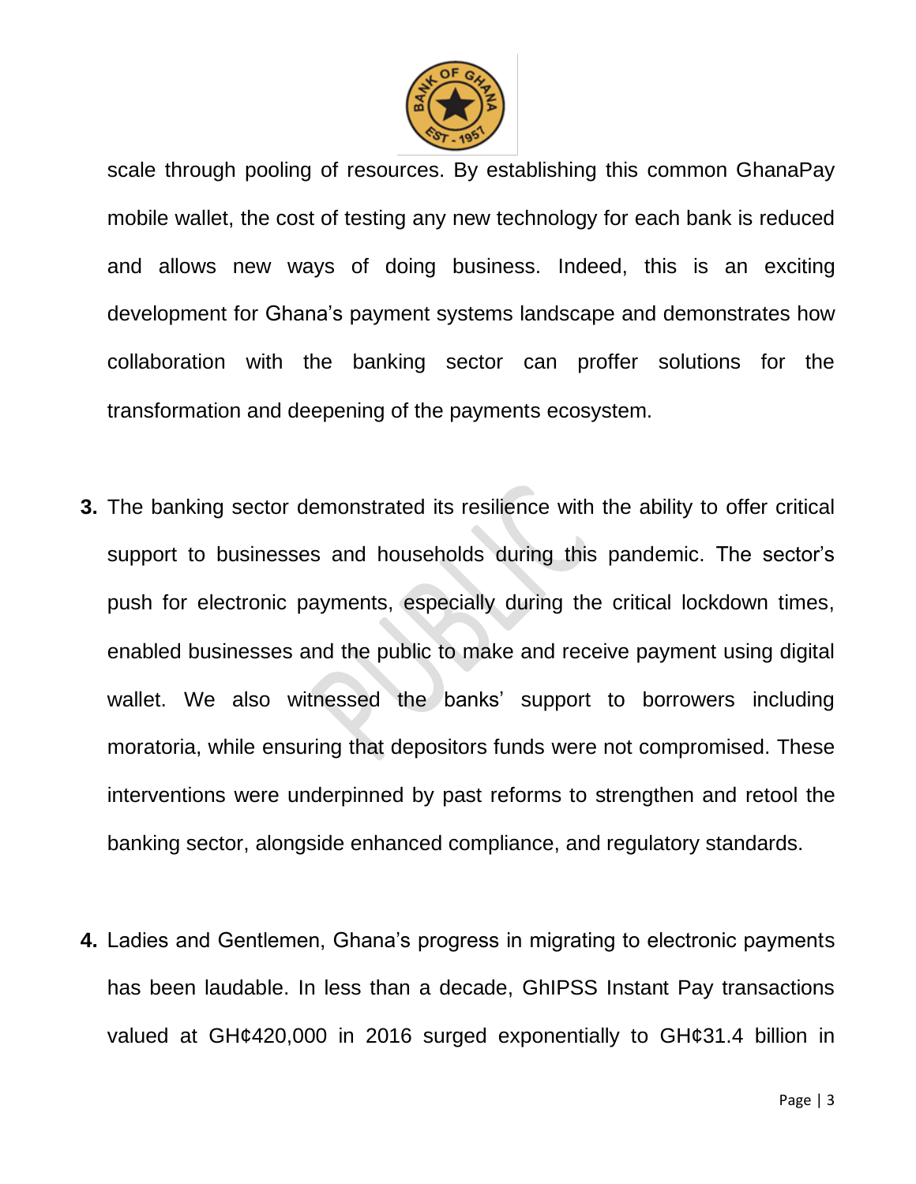scale through pooling of resources. By establishing this common GhanaPay mobile wallet, the cost of testing any new technology for each bank is reduced and allows new ways of doing business. Indeed, this is an exciting development for Ghana's payment systems landscape and demonstrates how collaboration with the banking sector can proffer solutions for the transformation and deepening of the payments ecosystem.

3. The banking sector demonstrated its resilience with the ability to offer critical support to businesses and households during this pandemic. The sector's push for electronic payments, especially during the critical lockdown times, enabled businesses and the public to make and receive payment using digital wallet. We also witnessed the banks' support to borrowers including moratoria, while ensuring that depositors funds were not compromised. These interventions were underpinned by past reforms to strengthen and retool the banking sector, alongside enhanced compliance, and regulatory standards.

4. Ladies and Gentlemen, Ghana's progress in migrating to electronic payments has been laudable. In less than a decade, GhIPSS Instant Pay transactions valued at GH¢420,000 in 2016 surged exponentially to GH¢31.4 billion in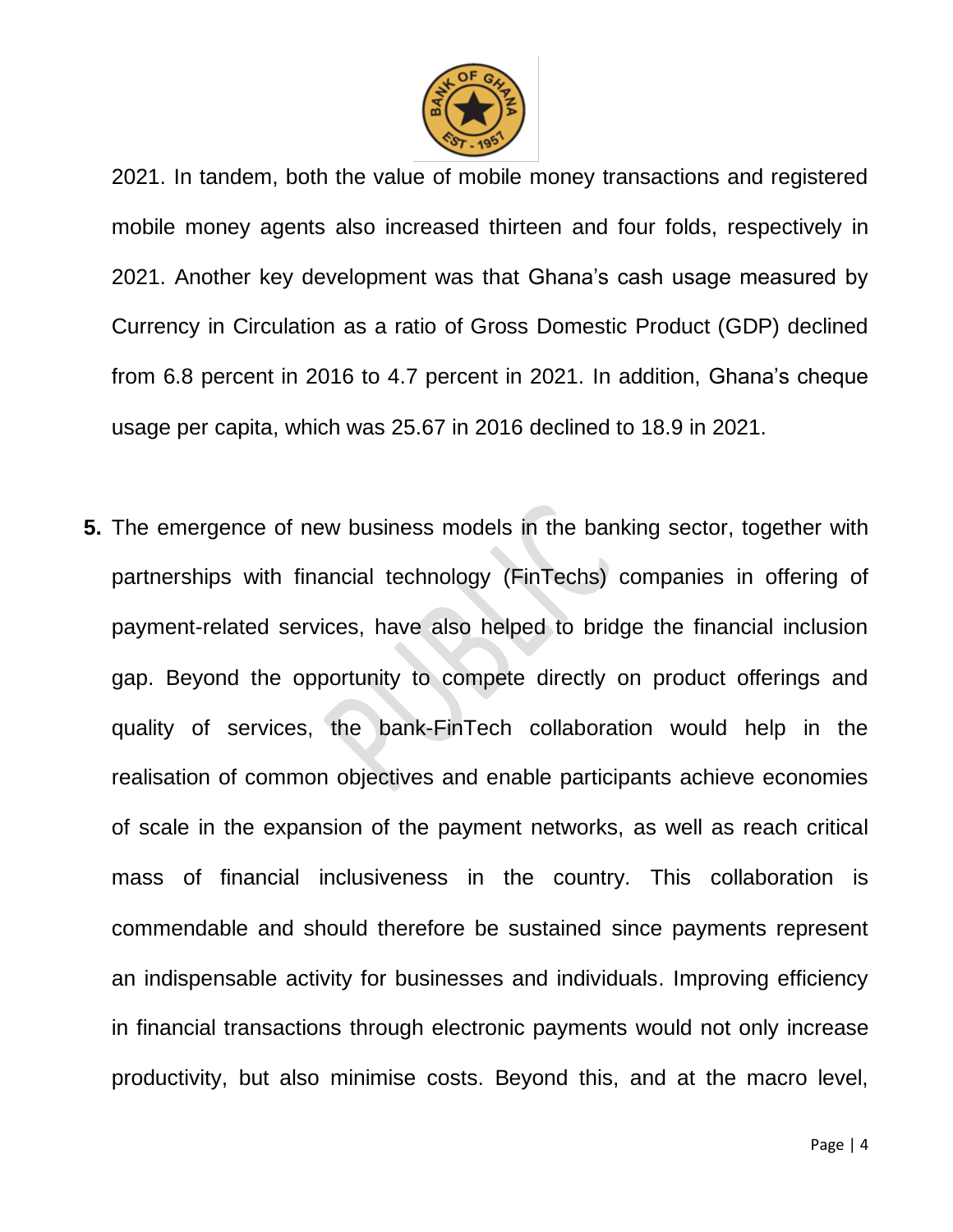2021. In tandem, both the value of mobile money transactions and registered mobile money agents also increased thirteen and four folds, respectively in 2021. Another key development was that Ghana's cash usage measured by Currency in Circulation as a ratio of Gross Domestic Product (GDP) declined from 6.8 percent in 2016 to 4.7 percent in 2021. In addition, Ghana's cheque usage per capita, which was 25.67 in 2016 declined to 18.9 in 2021.

**5.** The emergence of new business models in the banking sector, together with partnerships with financial technology (FinTechs) companies in offering of payment-related services, have also helped to bridge the financial inclusion gap. Beyond the opportunity to compete directly on product offerings and quality of services, the bank-FinTech collaboration would help in the realisation of common objectives and enable participants achieve economies of scale in the expansion of the payment networks, as well as reach critical mass of financial inclusiveness in the country. This collaboration is commendable and should therefore be sustained since payments represent an indispensable activity for businesses and individuals. Improving efficiency in financial transactions through electronic payments would not only increase productivity, but also minimise costs. Beyond this, and at the macro level,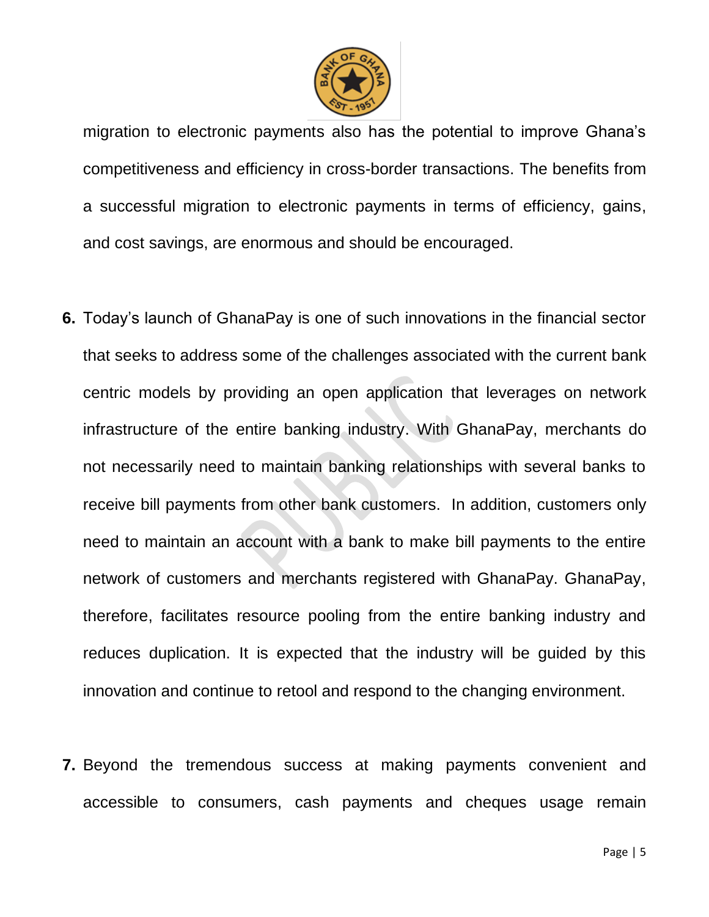migration to electronic payments also has the potential to improve Ghana's competitiveness and efficiency in cross-border transactions. The benefits from a successful migration to electronic payments in terms of efficiency, gains, and cost savings, are enormous and should be encouraged.

6. Today's launch of GhanaPay is one of such innovations in the financial sector that seeks to address some of the challenges associated with the current bank centric models by providing an open application that leverages on network infrastructure of the entire banking industry. With GhanaPay, merchants do not necessarily need to maintain banking relationships with several banks to receive bill payments from other bank customers. In addition, customers only need to maintain an account with a bank to make bill payments to the entire network of customers and merchants registered with GhanaPay. GhanaPay, therefore, facilitates resource pooling from the entire banking industry and reduces duplication. It is expected that the industry will be guided by this innovation and continue to retool and respond to the changing environment.

7. Beyond the tremendous success at making payments convenient and accessible to consumers, cash payments and cheques usage remain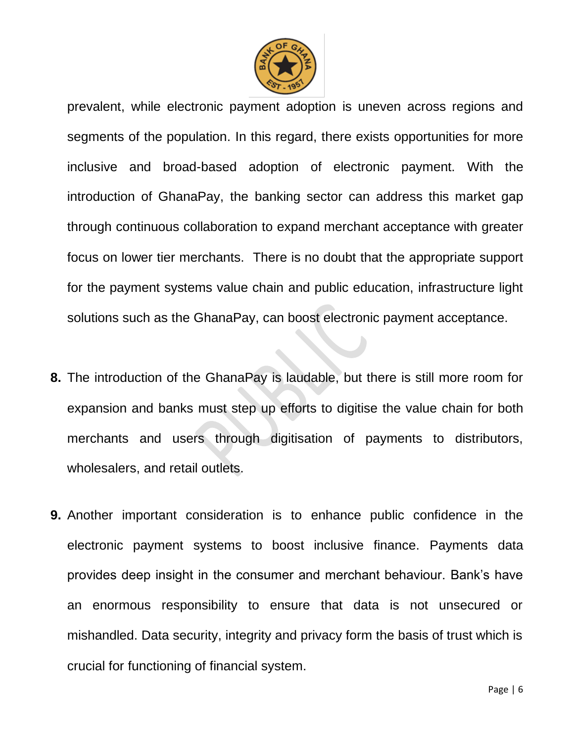prevalent, while electronic payment adoption is uneven across regions and segments of the population. In this regard, there exists opportunities for more inclusive and broad-based adoption of electronic payment. With the introduction of GhanaPay, the banking sector can address this market gap through continuous collaboration to expand merchant acceptance with greater focus on lower tier merchants.  There is no doubt that the appropriate support for the payment systems value chain and public education, infrastructure light solutions such as the GhanaPay, can boost electronic payment acceptance.

**8.** The introduction of the GhanaPay is laudable, but there is still more room for expansion and banks must step up efforts to digitise the value chain for both merchants and users through digitisation of payments to distributors, wholesalers, and retail outlets.

**9.** Another important consideration is to enhance public confidence in the electronic payment systems to boost inclusive finance. Payments data provides deep insight in the consumer and merchant behaviour. Bank's have an enormous responsibility to ensure that data is not unsecured or mishandled. Data security, integrity and privacy form the basis of trust which is crucial for functioning of financial system.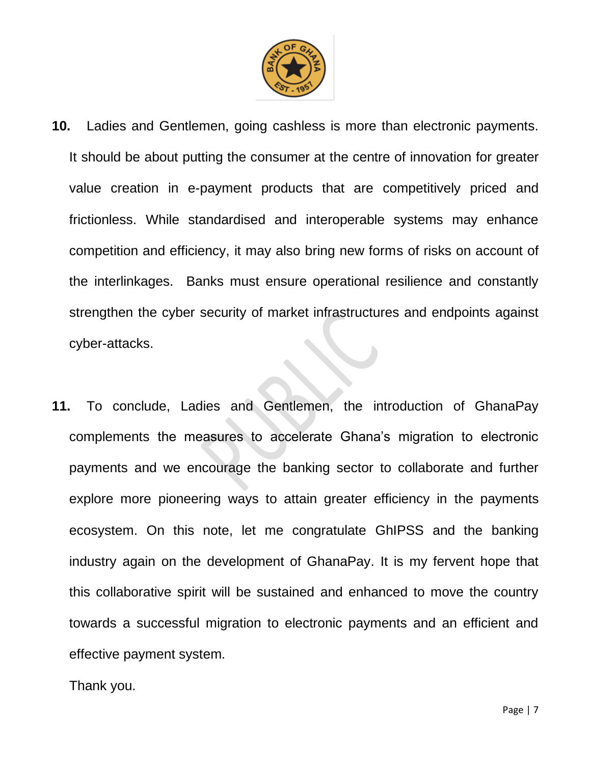**10.** Ladies and Gentlemen, going cashless is more than electronic payments. It should be about putting the consumer at the centre of innovation for greater value creation in e-payment products that are competitively priced and frictionless. While standardised and interoperable systems may enhance competition and efficiency, it may also bring new forms of risks on account of the interlinkages. Banks must ensure operational resilience and constantly strengthen the cyber security of market infrastructures and endpoints against cyber-attacks.

**11.** To conclude, Ladies and Gentlemen, the introduction of GhanaPay complements the measures to accelerate Ghana's migration to electronic payments and we encourage the banking sector to collaborate and further explore more pioneering ways to attain greater efficiency in the payments ecosystem. On this note, let me congratulate GhIPSS and the banking industry again on the development of GhanaPay. It is my fervent hope that this collaborative spirit will be sustained and enhanced to move the country towards a successful migration to electronic payments and an efficient and effective payment system.

Thank you.